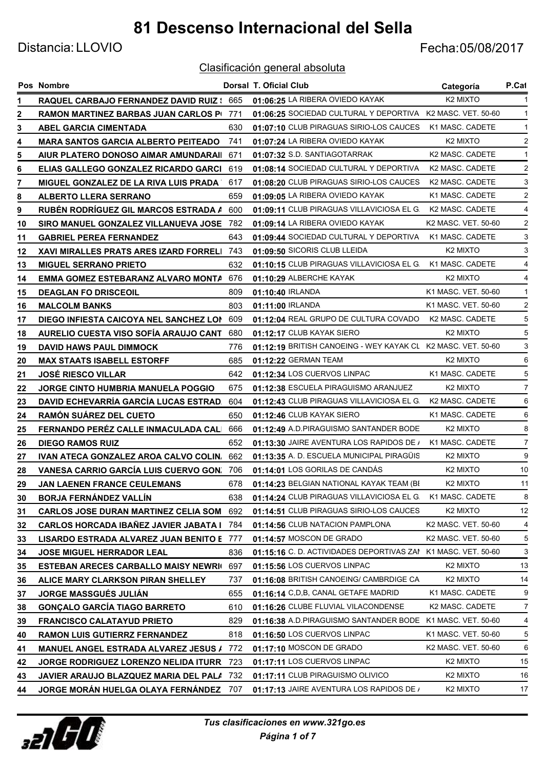# 81 Descenso Internacional del Sella

Distancia: LLOVIO

Fecha:05/08/2017

## Clasificación general absoluta

| Pos | Nombre | Dorsal | T. Oficial | Club | Categoría | P.Cat |
|---|---|---|---|---|---|---|
| 1 | RAQUEL CARBAJO FERNANDEZ DAVID RUIZ S | 665 | 01:06:25 | LA RIBERA OVIEDO KAYAK | K2 MIXTO | 1 |
| 2 | RAMON MARTINEZ BARBAS JUAN CARLOS PI | 771 | 01:06:25 | SOCIEDAD CULTURAL Y DEPORTIVA | K2 MASC. VET. 50-60 | 1 |
| 3 | ABEL GARCIA CIMENTADA | 630 | 01:07:10 | CLUB PIRAGUAS SIRIO-LOS CAUCES | K1 MASC. CADETE | 1 |
| 4 | MARA SANTOS GARCIA ALBERTO PEITEADO | 741 | 01:07:24 | LA RIBERA OVIEDO KAYAK | K2 MIXTO | 2 |
| 5 | AIUR PLATERO DONOSO AIMAR AMUNDARAII | 671 | 01:07:32 | S.D. SANTIAGOTARRAK | K2 MASC. CADETE | 1 |
| 6 | ELIAS GALLEGO GONZALEZ RICARDO GARCI | 619 | 01:08:14 | SOCIEDAD CULTURAL Y DEPORTIVA | K2 MASC. CADETE | 2 |
| 7 | MIGUEL GONZALEZ DE LA RIVA LUIS PRADA | 617 | 01:08:20 | CLUB PIRAGUAS SIRIO-LOS CAUCES | K2 MASC. CADETE | 3 |
| 8 | ALBERTO LLERA SERRANO | 659 | 01:09:05 | LA RIBERA OVIEDO KAYAK | K1 MASC. CADETE | 2 |
| 9 | RUBÉN RODRÍGUEZ GIL MARCOS ESTRADA A | 600 | 01:09:11 | CLUB PIRAGUAS VILLAVICIOSA EL G. | K2 MASC. CADETE | 4 |
| 10 | SIRO MANUEL GONZALEZ VILLANUEVA JOSE | 782 | 01:09:14 | LA RIBERA OVIEDO KAYAK | K2 MASC. VET. 50-60 | 2 |
| 11 | GABRIEL PEREA FERNANDEZ | 643 | 01:09:44 | SOCIEDAD CULTURAL Y DEPORTIVA | K1 MASC. CADETE | 3 |
| 12 | XAVI MIRALLES PRATS ARES IZARD FORRELI | 743 | 01:09:50 | SICORIS CLUB LLEIDA | K2 MIXTO | 3 |
| 13 | MIGUEL SERRANO PRIETO | 632 | 01:10:15 | CLUB PIRAGUAS VILLAVICIOSA EL G. | K1 MASC. CADETE | 4 |
| 14 | EMMA GOMEZ ESTEBARANZ ALVARO MONTA | 676 | 01:10:29 | ALBERCHE KAYAK | K2 MIXTO | 4 |
| 15 | DEAGLAN FO DRISCEOIL | 809 | 01:10:40 | IRLANDA | K1 MASC. VET. 50-60 | 1 |
| 16 | MALCOLM BANKS | 803 | 01:11:00 | IRLANDA | K1 MASC. VET. 50-60 | 2 |
| 17 | DIEGO INFIESTA CAICOYA NEL SANCHEZ LON | 609 | 01:12:04 | REAL GRUPO DE CULTURA COVADO | K2 MASC. CADETE | 5 |
| 18 | AURELIO CUESTA VISO SOFÍA ARAUJO CANT | 680 | 01:12:17 | CLUB KAYAK SIERO | K2 MIXTO | 5 |
| 19 | DAVID HAWS PAUL DIMMOCK | 776 | 01:12:19 | BRITISH CANOEING - WEY KAYAK CL | K2 MASC. VET. 50-60 | 3 |
| 20 | MAX STAATS ISABELL ESTORFF | 685 | 01:12:22 | GERMAN TEAM | K2 MIXTO | 6 |
| 21 | JOSÉ RIESCO VILLAR | 642 | 01:12:34 | LOS CUERVOS LINPAC | K1 MASC. CADETE | 5 |
| 22 | JORGE CINTO HUMBRIA MANUELA POGGIO | 675 | 01:12:38 | ESCUELA PIRAGUISMO ARANJUEZ | K2 MIXTO | 7 |
| 23 | DAVID ECHEVARRÍA GARCÍA LUCAS ESTRAD. | 604 | 01:12:43 | CLUB PIRAGUAS VILLAVICIOSA EL G. | K2 MASC. CADETE | 6 |
| 24 | RAMÓN SUÁREZ DEL CUETO | 650 | 01:12:46 | CLUB KAYAK SIERO | K1 MASC. CADETE | 6 |
| 25 | FERNANDO PERÉZ CALLE INMACULADA CAL | 666 | 01:12:49 | A.D.PIRAGUISMO SANTANDER BODE | K2 MIXTO | 8 |
| 26 | DIEGO RAMOS RUIZ | 652 | 01:13:30 | JAIRE AVENTURA LOS RAPIDOS DE / | K1 MASC. CADETE | 7 |
| 27 | IVAN ATECA GONZALEZ AROA CALVO COLIN. | 662 | 01:13:35 | A. D. ESCUELA MUNICIPAL PIRAGÜIS | K2 MIXTO | 9 |
| 28 | VANESA CARRIO GARCÍA LUIS CUERVO GON. | 706 | 01:14:01 | LOS GORILAS DE CANDÁS | K2 MIXTO | 10 |
| 29 | JAN LAENEN FRANCE CEULEMANS | 678 | 01:14:23 | BELGIAN NATIONAL KAYAK TEAM (BI | K2 MIXTO | 11 |
| 30 | BORJA FERNÁNDEZ VALLÍN | 638 | 01:14:24 | CLUB PIRAGUAS VILLAVICIOSA EL G. | K1 MASC. CADETE | 8 |
| 31 | CARLOS JOSE DURAN MARTINEZ CELIA SOM | 692 | 01:14:51 | CLUB PIRAGUAS SIRIO-LOS CAUCES | K2 MIXTO | 12 |
| 32 | CARLOS HORCADA IBAÑEZ JAVIER JABATA I | 784 | 01:14:56 | CLUB NATACION PAMPLONA | K2 MASC. VET. 50-60 | 4 |
| 33 | LISARDO ESTRADA ALVAREZ JUAN BENITO E | 777 | 01:14:57 | MOSCON DE GRADO | K2 MASC. VET. 50-60 | 5 |
| 34 | JOSE MIGUEL HERRADOR LEAL | 836 | 01:15:16 | C. D. ACTIVIDADES DEPORTIVAS ZAI | K1 MASC. VET. 50-60 | 3 |
| 35 | ESTEBAN ARECES CARBALLO MAISY NEWRI | 697 | 01:15:56 | LOS CUERVOS LINPAC | K2 MIXTO | 13 |
| 36 | ALICE MARY CLARKSON PIRAN SHELLEY | 737 | 01:16:08 | BRITISH CANOEING/ CAMBRDIGE CA | K2 MIXTO | 14 |
| 37 | JORGE MASSGUÉS JULIÁN | 655 | 01:16:14 | C,D,B, CANAL GETAFE MADRID | K1 MASC. CADETE | 9 |
| 38 | GONÇALO GARCÍA TIAGO BARRETO | 610 | 01:16:26 | CLUBE FLUVIAL VILACONDENSE | K2 MASC. CADETE | 7 |
| 39 | FRANCISCO CALATAYUD PRIETO | 829 | 01:16:38 | A.D.PIRAGUISMO SANTANDER BODE | K1 MASC. VET. 50-60 | 4 |
| 40 | RAMON LUIS GUTIERRZ FERNANDEZ | 818 | 01:16:50 | LOS CUERVOS LINPAC | K1 MASC. VET. 50-60 | 5 |
| 41 | MANUEL ANGEL ESTRADA ALVAREZ JESUS / | 772 | 01:17:10 | MOSCON DE GRADO | K2 MASC. VET. 50-60 | 6 |
| 42 | JORGE RODRIGUEZ LORENZO NELIDA ITURR | 723 | 01:17:11 | LOS CUERVOS LINPAC | K2 MIXTO | 15 |
| 43 | JAVIER ARAUJO BLAZQUEZ MARIA DEL PAL/ | 732 | 01:17:11 | CLUB PIRAGUISMO OLIVICO | K2 MIXTO | 16 |
| 44 | JORGE MORÁN HUELGA OLAYA FERNÁNDEZ | 707 | 01:17:13 | JAIRE AVENTURA LOS RAPIDOS DE / | K2 MIXTO | 17 |

*Tus clasificaciones en www.321go.es*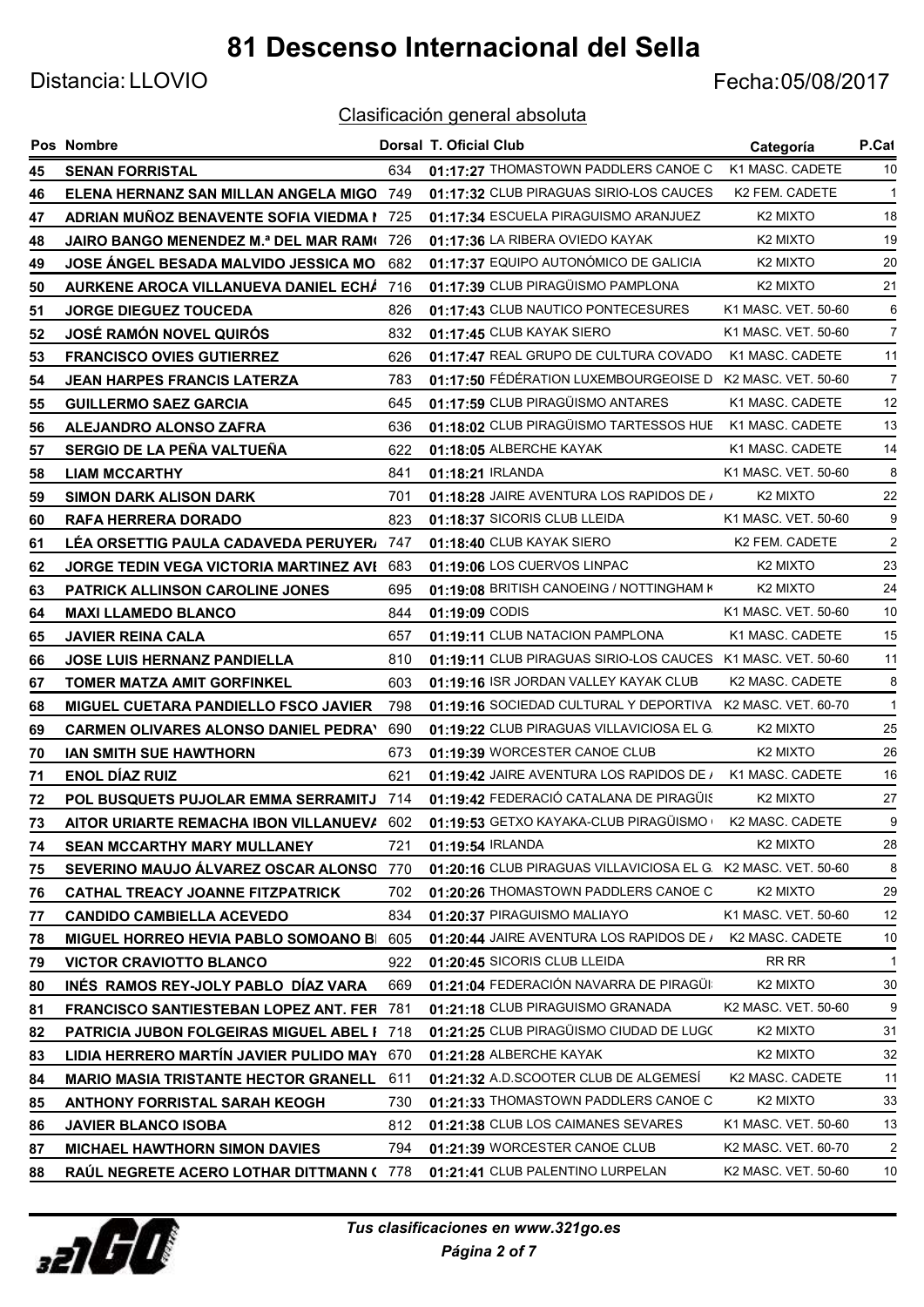# 81 Descenso Internacional del Sella

Distancia: LLOVIO

Fecha:05/08/2017

Clasificación general absoluta

| Pos | Nombre | Dorsal | T. Oficial | Club | Categoría | P.Cat |
|---|---|---|---|---|---|---|
| 45 | SENAN FORRISTAL | 634 | 01:17:27 | THOMASTOWN PADDLERS CANOE C | K1 MASC. CADETE | 10 |
| 46 | ELENA HERNANZ SAN MILLAN ANGELA MIGO | 749 | 01:17:32 | CLUB PIRAGUAS SIRIO-LOS CAUCES | K2 FEM. CADETE | 1 |
| 47 | ADRIAN MUÑOZ BENAVENTE SOFIA VIEDMA I | 725 | 01:17:34 | ESCUELA PIRAGUISMO ARANJUEZ | K2 MIXTO | 18 |
| 48 | JAIRO BANGO MENENDEZ M.ª DEL MAR RAM( | 726 | 01:17:36 | LA RIBERA OVIEDO KAYAK | K2 MIXTO | 19 |
| 49 | JOSE ÁNGEL BESADA MALVIDO JESSICA MO | 682 | 01:17:37 | EQUIPO AUTONÓMICO DE GALICIA | K2 MIXTO | 20 |
| 50 | AURKENE AROCA VILLANUEVA DANIEL ECHÁ | 716 | 01:17:39 | CLUB PIRAGÜISMO PAMPLONA | K2 MIXTO | 21 |
| 51 | JORGE DIEGUEZ TOUCEDA | 826 | 01:17:43 | CLUB NAUTICO PONTECESURES | K1 MASC. VET. 50-60 | 6 |
| 52 | JOSÉ RAMÓN NOVEL QUIRÓS | 832 | 01:17:45 | CLUB KAYAK SIERO | K1 MASC. VET. 50-60 | 7 |
| 53 | FRANCISCO OVIES GUTIERREZ | 626 | 01:17:47 | REAL GRUPO DE CULTURA COVADO | K1 MASC. CADETE | 11 |
| 54 | JEAN HARPES FRANCIS LATERZA | 783 | 01:17:50 | FÉDÉRATION LUXEMBOURGEOISE D | K2 MASC. VET. 50-60 | 7 |
| 55 | GUILLERMO SAEZ GARCIA | 645 | 01:17:59 | CLUB PIRAGÜISMO ANTARES | K1 MASC. CADETE | 12 |
| 56 | ALEJANDRO ALONSO ZAFRA | 636 | 01:18:02 | CLUB PIRAGÜISMO TARTESSOS HUE | K1 MASC. CADETE | 13 |
| 57 | SERGIO DE LA PEÑA VALTUEÑA | 622 | 01:18:05 | ALBERCHE KAYAK | K1 MASC. CADETE | 14 |
| 58 | LIAM MCCARTHY | 841 | 01:18:21 | IRLANDA | K1 MASC. VET. 50-60 | 8 |
| 59 | SIMON DARK ALISON DARK | 701 | 01:18:28 | JAIRE AVENTURA LOS RAPIDOS DE / | K2 MIXTO | 22 |
| 60 | RAFA HERRERA DORADO | 823 | 01:18:37 | SICORIS CLUB LLEIDA | K1 MASC. VET. 50-60 | 9 |
| 61 | LÉA ORSETTIG PAULA CADAVEDA PERUYER/ | 747 | 01:18:40 | CLUB KAYAK SIERO | K2 FEM. CADETE | 2 |
| 62 | JORGE TEDIN VEGA VICTORIA MARTINEZ AVI | 683 | 01:19:06 | LOS CUERVOS LINPAC | K2 MIXTO | 23 |
| 63 | PATRICK ALLINSON CAROLINE JONES | 695 | 01:19:08 | BRITISH CANOEING / NOTTINGHAM K | K2 MIXTO | 24 |
| 64 | MAXI LLAMEDO BLANCO | 844 | 01:19:09 | CODIS | K1 MASC. VET. 50-60 | 10 |
| 65 | JAVIER REINA CALA | 657 | 01:19:11 | CLUB NATACION PAMPLONA | K1 MASC. CADETE | 15 |
| 66 | JOSE LUIS HERNANZ PANDIELLA | 810 | 01:19:11 | CLUB PIRAGUAS SIRIO-LOS CAUCES | K1 MASC. VET. 50-60 | 11 |
| 67 | TOMER MATZA AMIT GORFINKEL | 603 | 01:19:16 | ISR JORDAN VALLEY KAYAK CLUB | K2 MASC. CADETE | 8 |
| 68 | MIGUEL CUETARA PANDIELLO FSCO JAVIER | 798 | 01:19:16 | SOCIEDAD CULTURAL Y DEPORTIVA | K2 MASC. VET. 60-70 | 1 |
| 69 | CARMEN OLIVARES ALONSO DANIEL PEDRA\ | 690 | 01:19:22 | CLUB PIRAGUAS VILLAVICIOSA EL G | K2 MIXTO | 25 |
| 70 | IAN SMITH SUE HAWTHORN | 673 | 01:19:39 | WORCESTER CANOE CLUB | K2 MIXTO | 26 |
| 71 | ENOL DÍAZ RUIZ | 621 | 01:19:42 | JAIRE AVENTURA LOS RAPIDOS DE / | K1 MASC. CADETE | 16 |
| 72 | POL BUSQUETS PUJOLAR EMMA SERRAMITJ | 714 | 01:19:42 | FEDERACIÓ CATALANA DE PIRAGÜIS | K2 MIXTO | 27 |
| 73 | AITOR URIARTE REMACHA IBON VILLANUEV/ | 602 | 01:19:53 | GETXO KAYAKA-CLUB PIRAGÜISMO | K2 MASC. CADETE | 9 |
| 74 | SEAN MCCARTHY MARY MULLANEY | 721 | 01:19:54 | IRLANDA | K2 MIXTO | 28 |
| 75 | SEVERINO MAUJO ÁLVAREZ OSCAR ALONSO | 770 | 01:20:16 | CLUB PIRAGUAS VILLAVICIOSA EL G | K2 MASC. VET. 50-60 | 8 |
| 76 | CATHAL TREACY JOANNE FITZPATRICK | 702 | 01:20:26 | THOMASTOWN PADDLERS CANOE C | K2 MIXTO | 29 |
| 77 | CANDIDO CAMBIELLA ACEVEDO | 834 | 01:20:37 | PIRAGUISMO MALIAYO | K1 MASC. VET. 50-60 | 12 |
| 78 | MIGUEL HORREO HEVIA PABLO SOMOANO B | 605 | 01:20:44 | JAIRE AVENTURA LOS RAPIDOS DE / | K2 MASC. CADETE | 10 |
| 79 | VICTOR CRAVIOTTO BLANCO | 922 | 01:20:45 | SICORIS CLUB LLEIDA | RR RR | 1 |
| 80 | INÉS RAMOS REY-JOLY PABLO DÍAZ VARA | 669 | 01:21:04 | FEDERACIÓN NAVARRA DE PIRAGÜI | K2 MIXTO | 30 |
| 81 | FRANCISCO SANTIESTEBAN LOPEZ ANT. FER | 781 | 01:21:18 | CLUB PIRAGUISMO GRANADA | K2 MASC. VET. 50-60 | 9 |
| 82 | PATRICIA JUBON FOLGEIRAS MIGUEL ABEL I | 718 | 01:21:25 | CLUB PIRAGÜISMO CIUDAD DE LUGC | K2 MIXTO | 31 |
| 83 | LIDIA HERRERO MARTÍN JAVIER PULIDO MAY | 670 | 01:21:28 | ALBERCHE KAYAK | K2 MIXTO | 32 |
| 84 | MARIO MASIA TRISTANTE HECTOR GRANELL | 611 | 01:21:32 | A.D.SCOOTER CLUB DE ALGEMESÍ | K2 MASC. CADETE | 11 |
| 85 | ANTHONY FORRISTAL SARAH KEOGH | 730 | 01:21:33 | THOMASTOWN PADDLERS CANOE C | K2 MIXTO | 33 |
| 86 | JAVIER BLANCO ISOBA | 812 | 01:21:38 | CLUB LOS CAIMANES SEVARES | K1 MASC. VET. 50-60 | 13 |
| 87 | MICHAEL HAWTHORN SIMON DAVIES | 794 | 01:21:39 | WORCESTER CANOE CLUB | K2 MASC. VET. 60-70 | 2 |
| 88 | RAÚL NEGRETE ACERO LOTHAR DITTMANN ( | 778 | 01:21:41 | CLUB PALENTINO LURPELAN | K2 MASC. VET. 50-60 | 10 |

*Tus clasificaciones en www.321go.es*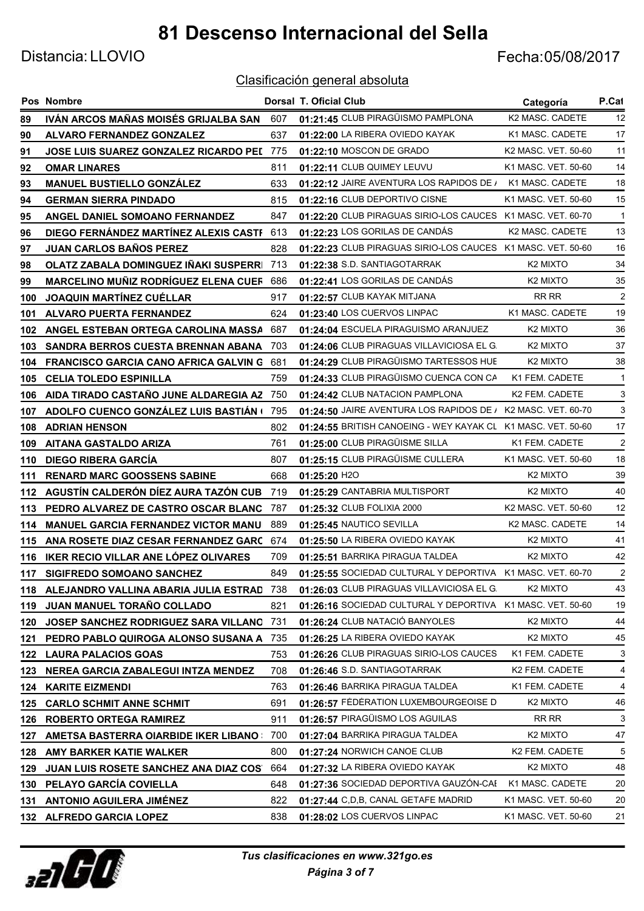# 81 Descenso Internacional del Sella

Distancia: LLOVIO

Fecha:05/08/2017

Clasificación general absoluta

| Pos | Nombre | Dorsal | T. Oficial | Club | Categoría | P.Cat |
|---|---|---|---|---|---|---|
| 89 | IVÁN ARCOS MAÑAS MOISÉS GRIJALBA SAN | 607 | 01:21:45 | CLUB PIRAGÜISMO PAMPLONA | K2 MASC. CADETE | 12 |
| 90 | ALVARO FERNANDEZ GONZALEZ | 637 | 01:22:00 | LA RIBERA OVIEDO KAYAK | K1 MASC. CADETE | 17 |
| 91 | JOSE LUIS SUAREZ GONZALEZ RICARDO PEI | 775 | 01:22:10 | MOSCON DE GRADO | K2 MASC. VET. 50-60 | 11 |
| 92 | OMAR LINARES | 811 | 01:22:11 | CLUB QUIMEY LEUVU | K1 MASC. VET. 50-60 | 14 |
| 93 | MANUEL BUSTIELLO GONZÁLEZ | 633 | 01:22:12 | JAIRE AVENTURA LOS RAPIDOS DE | K1 MASC. CADETE | 18 |
| 94 | GERMAN SIERRA PINDADO | 815 | 01:22:16 | CLUB DEPORTIVO CISNE | K1 MASC. VET. 50-60 | 15 |
| 95 | ANGEL DANIEL SOMOANO FERNANDEZ | 847 | 01:22:20 | CLUB PIRAGUAS SIRIO-LOS CAUCES | K1 MASC. VET. 60-70 | 1 |
| 96 | DIEGO FERNÁNDEZ MARTÍNEZ ALEXIS CASTI | 613 | 01:22:23 | LOS GORILAS DE CANDÁS | K2 MASC. CADETE | 13 |
| 97 | JUAN CARLOS BAÑOS PEREZ | 828 | 01:22:23 | CLUB PIRAGUAS SIRIO-LOS CAUCES | K1 MASC. VET. 50-60 | 16 |
| 98 | OLATZ ZABALA DOMINGUEZ IÑAKI SUSPERRI | 713 | 01:22:38 | S.D. SANTIAGOTARRAK | K2 MIXTO | 34 |
| 99 | MARCELINO MUÑIZ RODRÍGUEZ ELENA CUER | 686 | 01:22:41 | LOS GORILAS DE CANDÁS | K2 MIXTO | 35 |
| 100 | JOAQUIN MARTÍNEZ CUÉLLAR | 917 | 01:22:57 | CLUB KAYAK MITJANA | RR RR | 2 |
| 101 | ALVARO PUERTA FERNANDEZ | 624 | 01:23:40 | LOS CUERVOS LINPAC | K1 MASC. CADETE | 19 |
| 102 | ANGEL ESTEBAN ORTEGA CAROLINA MASSA | 687 | 01:24:04 | ESCUELA PIRAGUISMO ARANJUEZ | K2 MIXTO | 36 |
| 103 | SANDRA BERROS CUESTA BRENNAN ABANA | 703 | 01:24:06 | CLUB PIRAGUAS VILLAVICIOSA EL G | K2 MIXTO | 37 |
| 104 | FRANCISCO GARCIA CANO AFRICA GALVIN G | 681 | 01:24:29 | CLUB PIRAGÜISMO TARTESSOS HUE | K2 MIXTO | 38 |
| 105 | CELIA TOLEDO ESPINILLA | 759 | 01:24:33 | CLUB PIRAGÜISMO CUENCA CON CA | K1 FEM. CADETE | 1 |
| 106 | AIDA TIRADO CASTAÑO JUNE ALDAREGIA AZ | 750 | 01:24:42 | CLUB NATACION PAMPLONA | K2 FEM. CADETE | 3 |
| 107 | ADOLFO CUENCO GONZÁLEZ LUIS BASTIÁN | 795 | 01:24:50 | JAIRE AVENTURA LOS RAPIDOS DE | K2 MASC. VET. 60-70 | 3 |
| 108 | ADRIAN HENSON | 802 | 01:24:55 | BRITISH CANOEING - WEY KAYAK CL | K1 MASC. VET. 50-60 | 17 |
| 109 | AITANA GASTALDO ARIZA | 761 | 01:25:00 | CLUB PIRAGÜISME SILLA | K1 FEM. CADETE | 2 |
| 110 | DIEGO RIBERA GARCÍA | 807 | 01:25:15 | CLUB PIRAGÜISME CULLERA | K1 MASC. VET. 50-60 | 18 |
| 111 | RENARD MARC GOOSSENS SABINE | 668 | 01:25:20 | H2O | K2 MIXTO | 39 |
| 112 | AGUSTÍN CALDERÓN DÍEZ AURA TAZÓN CUB | 719 | 01:25:29 | CANTABRIA MULTISPORT | K2 MIXTO | 40 |
| 113 | PEDRO ALVAREZ DE CASTRO OSCAR BLANC | 787 | 01:25:32 | CLUB FOLIXIA 2000 | K2 MASC. VET. 50-60 | 12 |
| 114 | MANUEL GARCIA FERNANDEZ VICTOR MANU | 889 | 01:25:45 | NAUTICO SEVILLA | K2 MASC. CADETE | 14 |
| 115 | ANA ROSETE DIAZ CESAR FERNANDEZ GARC | 674 | 01:25:50 | LA RIBERA OVIEDO KAYAK | K2 MIXTO | 41 |
| 116 | IKER RECIO VILLAR ANE LÓPEZ OLIVARES | 709 | 01:25:51 | BARRIKA PIRAGUA TALDEA | K2 MIXTO | 42 |
| 117 | SIGIFREDO SOMOANO SANCHEZ | 849 | 01:25:55 | SOCIEDAD CULTURAL Y DEPORTIVA | K1 MASC. VET. 60-70 | 2 |
| 118 | ALEJANDRO VALLINA ABARIA JULIA ESTRAD | 738 | 01:26:03 | CLUB PIRAGUAS VILLAVICIOSA EL G | K2 MIXTO | 43 |
| 119 | JUAN MANUEL TORAÑO COLLADO | 821 | 01:26:16 | SOCIEDAD CULTURAL Y DEPORTIVA | K1 MASC. VET. 50-60 | 19 |
| 120 | JOSEP SANCHEZ RODRIGUEZ SARA VILLANO | 731 | 01:26:24 | CLUB NATACIÓ BANYOLES | K2 MIXTO | 44 |
| 121 | PEDRO PABLO QUIROGA ALONSO SUSANA A | 735 | 01:26:25 | LA RIBERA OVIEDO KAYAK | K2 MIXTO | 45 |
| 122 | LAURA PALACIOS GOAS | 753 | 01:26:26 | CLUB PIRAGUAS SIRIO-LOS CAUCES | K1 FEM. CADETE | 3 |
| 123 | NEREA GARCIA ZABALEGUI INTZA MENDEZ | 708 | 01:26:46 | S.D. SANTIAGOTARRAK | K2 FEM. CADETE | 4 |
| 124 | KARITE EIZMENDI | 763 | 01:26:46 | BARRIKA PIRAGUA TALDEA | K1 FEM. CADETE | 4 |
| 125 | CARLO SCHMIT ANNE SCHMIT | 691 | 01:26:57 | FÉDÉRATION LUXEMBOURGEOISE D | K2 MIXTO | 46 |
| 126 | ROBERTO ORTEGA RAMIREZ | 911 | 01:26:57 | PIRAGÜISMO LOS AGUILAS | RR RR | 3 |
| 127 | AMETSA BASTERRA OIARBIDE IKER LIBANO | 700 | 01:27:04 | BARRIKA PIRAGUA TALDEA | K2 MIXTO | 47 |
| 128 | AMY BARKER KATIE WALKER | 800 | 01:27:24 | NORWICH CANOE CLUB | K2 FEM. CADETE | 5 |
| 129 | JUAN LUIS ROSETE SANCHEZ ANA DIAZ COS | 664 | 01:27:32 | LA RIBERA OVIEDO KAYAK | K2 MIXTO | 48 |
| 130 | PELAYO GARCÍA COVIELLA | 648 | 01:27:36 | SOCIEDAD DEPORTIVA GAUZÓN-CAI | K1 MASC. CADETE | 20 |
| 131 | ANTONIO AGUILERA JIMÉNEZ | 822 | 01:27:44 | C,D,B, CANAL GETAFE MADRID | K1 MASC. VET. 50-60 | 20 |
| 132 | ALFREDO GARCIA LOPEZ | 838 | 01:28:02 | LOS CUERVOS LINPAC | K1 MASC. VET. 50-60 | 21 |

*Tus clasificaciones en www.321go.es*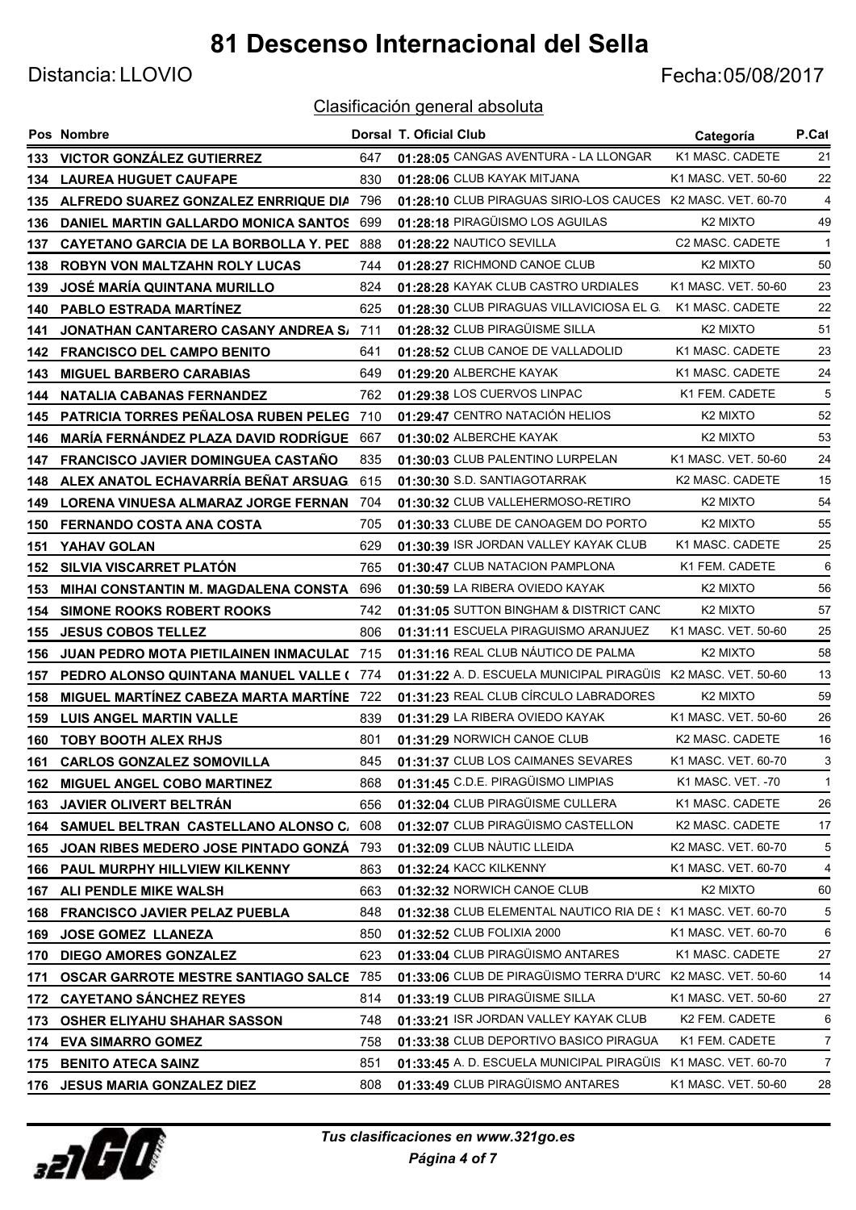# 81 Descenso Internacional del Sella

Distancia: LLOVIO

Fecha:05/08/2017

Clasificación general absoluta

| Pos | Nombre | Dorsal | T. Oficial | Club | Categoría | P.Cat |
|---|---|---|---|---|---|---|
| 133 | VICTOR GONZÁLEZ GUTIERREZ | 647 | 01:28:05 | CANGAS AVENTURA - LA LLONGAR | K1 MASC. CADETE | 21 |
| 134 | LAUREA HUGUET CAUFAPE | 830 | 01:28:06 | CLUB KAYAK MITJANA | K1 MASC. VET. 50-60 | 22 |
| 135 | ALFREDO SUAREZ GONZALEZ ENRRIQUE DIA | 796 | 01:28:10 | CLUB PIRAGUAS SIRIO-LOS CAUCES | K2 MASC. VET. 60-70 | 4 |
| 136 | DANIEL MARTIN GALLARDO MONICA SANTOS | 699 | 01:28:18 | PIRAGÜISMO LOS AGUILAS | K2 MIXTO | 49 |
| 137 | CAYETANO GARCIA DE LA BORBOLLA Y. PED | 888 | 01:28:22 | NAUTICO SEVILLA | C2 MASC. CADETE | 1 |
| 138 | ROBYN VON MALTZAHN ROLY LUCAS | 744 | 01:28:27 | RICHMOND CANOE CLUB | K2 MIXTO | 50 |
| 139 | JOSÉ MARÍA QUINTANA MURILLO | 824 | 01:28:28 | KAYAK CLUB CASTRO URDIALES | K1 MASC. VET. 50-60 | 23 |
| 140 | PABLO ESTRADA MARTÍNEZ | 625 | 01:28:30 | CLUB PIRAGUAS VILLAVICIOSA EL G. | K1 MASC. CADETE | 22 |
| 141 | JONATHAN CANTARERO CASANY ANDREA S. | 711 | 01:28:32 | CLUB PIRAGÜISME SILLA | K2 MIXTO | 51 |
| 142 | FRANCISCO DEL CAMPO BENITO | 641 | 01:28:52 | CLUB CANOE DE VALLADOLID | K1 MASC. CADETE | 23 |
| 143 | MIGUEL BARBERO CARABIAS | 649 | 01:29:20 | ALBERCHE KAYAK | K1 MASC. CADETE | 24 |
| 144 | NATALIA CABANAS FERNANDEZ | 762 | 01:29:38 | LOS CUERVOS LINPAC | K1 FEM. CADETE | 5 |
| 145 | PATRICIA TORRES PEÑALOSA RUBEN PELEG | 710 | 01:29:47 | CENTRO NATACIÓN HELIOS | K2 MIXTO | 52 |
| 146 | MARÍA FERNÁNDEZ PLAZA DAVID RODRÍGUE | 667 | 01:30:02 | ALBERCHE KAYAK | K2 MIXTO | 53 |
| 147 | FRANCISCO JAVIER DOMINGUEA CASTAÑO | 835 | 01:30:03 | CLUB PALENTINO LURPELAN | K1 MASC. VET. 50-60 | 24 |
| 148 | ALEX ANATOL ECHAVARRÍA BEÑAT ARSUAG | 615 | 01:30:30 | S.D. SANTIAGOTARRAK | K2 MASC. CADETE | 15 |
| 149 | LORENA VINUESA ALMARAZ JORGE FERNAN | 704 | 01:30:32 | CLUB VALLEHERMOSO-RETIRO | K2 MIXTO | 54 |
| 150 | FERNANDO COSTA ANA COSTA | 705 | 01:30:33 | CLUBE DE CANOAGEM DO PORTO | K2 MIXTO | 55 |
| 151 | YAHAV GOLAN | 629 | 01:30:39 | ISR JORDAN VALLEY KAYAK CLUB | K1 MASC. CADETE | 25 |
| 152 | SILVIA VISCARRET PLATÓN | 765 | 01:30:47 | CLUB NATACION PAMPLONA | K1 FEM. CADETE | 6 |
| 153 | MIHAI CONSTANTIN M. MAGDALENA CONSTA | 696 | 01:30:59 | LA RIBERA OVIEDO KAYAK | K2 MIXTO | 56 |
| 154 | SIMONE ROOKS ROBERT ROOKS | 742 | 01:31:05 | SUTTON BINGHAM & DISTRICT CANC | K2 MIXTO | 57 |
| 155 | JESUS COBOS TELLEZ | 806 | 01:31:11 | ESCUELA PIRAGUISMO ARANJUEZ | K1 MASC. VET. 50-60 | 25 |
| 156 | JUAN PEDRO MOTA PIETILAINEN INMACULAD | 715 | 01:31:16 | REAL CLUB NÁUTICO DE PALMA | K2 MIXTO | 58 |
| 157 | PEDRO ALONSO QUINTANA MANUEL VALLE ( | 774 | 01:31:22 | A. D. ESCUELA MUNICIPAL PIRAGÜIS | K2 MASC. VET. 50-60 | 13 |
| 158 | MIGUEL MARTÍNEZ CABEZA MARTA MARTÍNE | 722 | 01:31:23 | REAL CLUB CÍRCULO LABRADORES | K2 MIXTO | 59 |
| 159 | LUIS ANGEL MARTIN VALLE | 839 | 01:31:29 | LA RIBERA OVIEDO KAYAK | K1 MASC. VET. 50-60 | 26 |
| 160 | TOBY BOOTH ALEX RHJS | 801 | 01:31:29 | NORWICH CANOE CLUB | K2 MASC. CADETE | 16 |
| 161 | CARLOS GONZALEZ SOMOVILLA | 845 | 01:31:37 | CLUB LOS CAIMANES SEVARES | K1 MASC. VET. 60-70 | 3 |
| 162 | MIGUEL ANGEL COBO MARTINEZ | 868 | 01:31:45 | C.D.E. PIRAGÜISMO LIMPIAS | K1 MASC. VET. -70 | 1 |
| 163 | JAVIER OLIVERT BELTRÁN | 656 | 01:32:04 | CLUB PIRAGÜISME CULLERA | K1 MASC. CADETE | 26 |
| 164 | SAMUEL BELTRAN CASTELLANO ALONSO C. | 608 | 01:32:07 | CLUB PIRAGÜISMO CASTELLON | K2 MASC. CADETE | 17 |
| 165 | JOAN RIBES MEDERO JOSE PINTADO GONZÁ | 793 | 01:32:09 | CLUB NÀUTIC LLEIDA | K2 MASC. VET. 60-70 | 5 |
| 166 | PAUL MURPHY HILLVIEW KILKENNY | 863 | 01:32:24 | KACC KILKENNY | K1 MASC. VET. 60-70 | 4 |
| 167 | ALI PENDLE MIKE WALSH | 663 | 01:32:32 | NORWICH CANOE CLUB | K2 MIXTO | 60 |
| 168 | FRANCISCO JAVIER PELAZ PUEBLA | 848 | 01:32:38 | CLUB ELEMENTAL NAUTICO RIA DE S | K1 MASC. VET. 60-70 | 5 |
| 169 | JOSE GOMEZ LLANEZA | 850 | 01:32:52 | CLUB FOLIXIA 2000 | K1 MASC. VET. 60-70 | 6 |
| 170 | DIEGO AMORES GONZALEZ | 623 | 01:33:04 | CLUB PIRAGÜISMO ANTARES | K1 MASC. CADETE | 27 |
| 171 | OSCAR GARROTE MESTRE SANTIAGO SALCE | 785 | 01:33:06 | CLUB DE PIRAGÜISMO TERRA D'URC | K2 MASC. VET. 50-60 | 14 |
| 172 | CAYETANO SÁNCHEZ REYES | 814 | 01:33:19 | CLUB PIRAGÜISME SILLA | K1 MASC. VET. 50-60 | 27 |
| 173 | OSHER ELIYAHU SHAHAR SASSON | 748 | 01:33:21 | ISR JORDAN VALLEY KAYAK CLUB | K2 FEM. CADETE | 6 |
| 174 | EVA SIMARRO GOMEZ | 758 | 01:33:38 | CLUB DEPORTIVO BASICO PIRAGUA | K1 FEM. CADETE | 7 |
| 175 | BENITO ATECA SAINZ | 851 | 01:33:45 | A. D. ESCUELA MUNICIPAL PIRAGÜIS | K1 MASC. VET. 60-70 | 7 |
| 176 | JESUS MARIA GONZALEZ DIEZ | 808 | 01:33:49 | CLUB PIRAGÜISMO ANTARES | K1 MASC. VET. 50-60 | 28 |

*Tus clasificaciones en www.321go.es*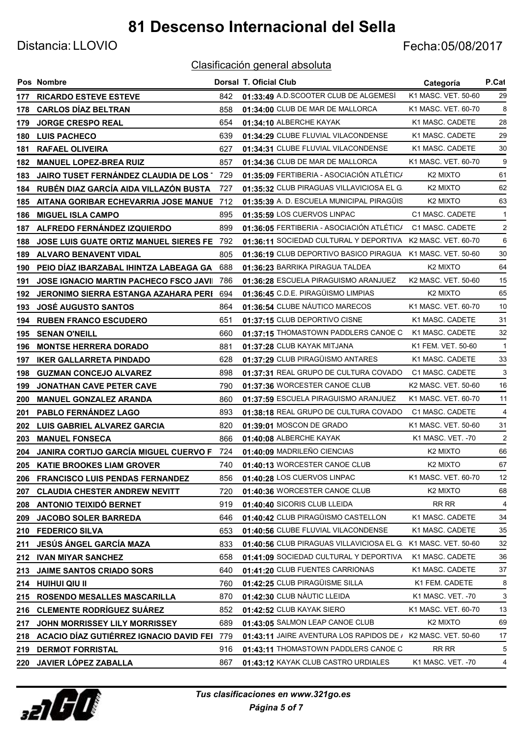# 81 Descenso Internacional del Sella

Distancia: LLOVIO

Fecha:05/08/2017

Clasificación general absoluta

| Pos | Nombre | Dorsal | T. Oficial | Club | Categoría | P.Cat |
|---|---|---|---|---|---|---|
| 177 | RICARDO ESTEVE ESTEVE | 842 | 01:33:49 | A.D.SCOOTER CLUB DE ALGEMESÍ | K1 MASC. VET. 50-60 | 29 |
| 178 | CARLOS DÍAZ BELTRAN | 858 | 01:34:00 | CLUB DE MAR DE MALLORCA | K1 MASC. VET. 60-70 | 8 |
| 179 | JORGE CRESPO REAL | 654 | 01:34:10 | ALBERCHE KAYAK | K1 MASC. CADETE | 28 |
| 180 | LUIS PACHECO | 639 | 01:34:29 | CLUBE FLUVIAL VILACONDENSE | K1 MASC. CADETE | 29 |
| 181 | RAFAEL OLIVEIRA | 627 | 01:34:31 | CLUBE FLUVIAL VILACONDENSE | K1 MASC. CADETE | 30 |
| 182 | MANUEL LOPEZ-BREA RUIZ | 857 | 01:34:36 | CLUB DE MAR DE MALLORCA | K1 MASC. VET. 60-70 | 9 |
| 183 | JAIRO TUSET FERNÁNDEZ CLAUDIA DE LOS | 729 | 01:35:09 | FERTIBERIA - ASOCIACIÓN ATLÉTICA | K2 MIXTO | 61 |
| 184 | RUBÉN DIAZ GARCÍA AIDA VILLAZÓN BUSTA | 727 | 01:35:32 | CLUB PIRAGUAS VILLAVICIOSA EL G. | K2 MIXTO | 62 |
| 185 | AITANA GORIBAR ECHEVARRIA JOSE MANUE | 712 | 01:35:39 | A. D. ESCUELA MUNICIPAL PIRAGÜIS | K2 MIXTO | 63 |
| 186 | MIGUEL ISLA CAMPO | 895 | 01:35:59 | LOS CUERVOS LINPAC | C1 MASC. CADETE | 1 |
| 187 | ALFREDO FERNÁNDEZ IZQUIERDO | 899 | 01:36:05 | FERTIBERIA - ASOCIACIÓN ATLÉTICA | C1 MASC. CADETE | 2 |
| 188 | JOSE LUIS GUATE ORTIZ MANUEL SIERES FE | 792 | 01:36:11 | SOCIEDAD CULTURAL Y DEPORTIVA | K2 MASC. VET. 60-70 | 6 |
| 189 | ALVARO BENAVENT VIDAL | 805 | 01:36:19 | CLUB DEPORTIVO BASICO PIRAGUA | K1 MASC. VET. 50-60 | 30 |
| 190 | PEIO DÍAZ IBARZABAL IHINTZA LABEAGA GA | 688 | 01:36:23 | BARRIKA PIRAGUA TALDEA | K2 MIXTO | 64 |
| 191 | JOSE IGNACIO MARTIN PACHECO FSCO JAVI | 786 | 01:36:28 | ESCUELA PIRAGUISMO ARANJUEZ | K2 MASC. VET. 50-60 | 15 |
| 192 | JERONIMO SIERRA ESTANGA AZAHARA PERI | 694 | 01:36:45 | C.D.E. PIRAGÜISMO LIMPIAS | K2 MIXTO | 65 |
| 193 | JOSÉ AUGUSTO SANTOS | 864 | 01:36:54 | CLUBE NÁUTICO MARECOS | K1 MASC. VET. 60-70 | 10 |
| 194 | RUBEN FRANCO ESCUDERO | 651 | 01:37:15 | CLUB DEPORTIVO CISNE | K1 MASC. CADETE | 31 |
| 195 | SENAN O'NEILL | 660 | 01:37:15 | THOMASTOWN PADDLERS CANOE C | K1 MASC. CADETE | 32 |
| 196 | MONTSE HERRERA DORADO | 881 | 01:37:28 | CLUB KAYAK MITJANA | K1 FEM. VET. 50-60 | 1 |
| 197 | IKER GALLARRETA PINDADO | 628 | 01:37:29 | CLUB PIRAGÜISMO ANTARES | K1 MASC. CADETE | 33 |
| 198 | GUZMAN CONCEJO ALVAREZ | 898 | 01:37:31 | REAL GRUPO DE CULTURA COVADO | C1 MASC. CADETE | 3 |
| 199 | JONATHAN CAVE PETER CAVE | 790 | 01:37:36 | WORCESTER CANOE CLUB | K2 MASC. VET. 50-60 | 16 |
| 200 | MANUEL GONZALEZ ARANDA | 860 | 01:37:59 | ESCUELA PIRAGUISMO ARANJUEZ | K1 MASC. VET. 60-70 | 11 |
| 201 | PABLO FERNÁNDEZ LAGO | 893 | 01:38:18 | REAL GRUPO DE CULTURA COVADO | C1 MASC. CADETE | 4 |
| 202 | LUIS GABRIEL ALVAREZ GARCIA | 820 | 01:39:01 | MOSCON DE GRADO | K1 MASC. VET. 50-60 | 31 |
| 203 | MANUEL FONSECA | 866 | 01:40:08 | ALBERCHE KAYAK | K1 MASC. VET. -70 | 2 |
| 204 | JANIRA CORTIJO GARCÍA MIGUEL CUERVO F | 724 | 01:40:09 | MADRILEÑO CIENCIAS | K2 MIXTO | 66 |
| 205 | KATIE BROOKES LIAM GROVER | 740 | 01:40:13 | WORCESTER CANOE CLUB | K2 MIXTO | 67 |
| 206 | FRANCISCO LUIS PENDAS FERNANDEZ | 856 | 01:40:28 | LOS CUERVOS LINPAC | K1 MASC. VET. 60-70 | 12 |
| 207 | CLAUDIA CHESTER ANDREW NEVITT | 720 | 01:40:36 | WORCESTER CANOE CLUB | K2 MIXTO | 68 |
| 208 | ANTONIO TEIXIDÓ BERNET | 919 | 01:40:40 | SICORIS CLUB LLEIDA | RR RR | 4 |
| 209 | JACOBO SOLER BARREDA | 646 | 01:40:42 | CLUB PIRAGÜISMO CASTELLON | K1 MASC. CADETE | 34 |
| 210 | FEDERICO SILVA | 653 | 01:40:56 | CLUBE FLUVIAL VILACONDENSE | K1 MASC. CADETE | 35 |
| 211 | JESÚS ÁNGEL GARCÍA MAZA | 833 | 01:40:56 | CLUB PIRAGUAS VILLAVICIOSA EL G. | K1 MASC. VET. 50-60 | 32 |
| 212 | IVAN MIYAR SANCHEZ | 658 | 01:41:09 | SOCIEDAD CULTURAL Y DEPORTIVA | K1 MASC. CADETE | 36 |
| 213 | JAIME SANTOS CRIADO SORS | 640 | 01:41:20 | CLUB FUENTES CARRIONAS | K1 MASC. CADETE | 37 |
| 214 | HUIHUI QIU II | 760 | 01:42:25 | CLUB PIRAGÜISME SILLA | K1 FEM. CADETE | 8 |
| 215 | ROSENDO MESALLES MASCARILLA | 870 | 01:42:30 | CLUB NÀUTIC LLEIDA | K1 MASC. VET. -70 | 3 |
| 216 | CLEMENTE RODRÍGUEZ SUÁREZ | 852 | 01:42:52 | CLUB KAYAK SIERO | K1 MASC. VET. 60-70 | 13 |
| 217 | JOHN MORRISSEY LILY MORRISSEY | 689 | 01:43:05 | SALMON LEAP CANOE CLUB | K2 MIXTO | 69 |
| 218 | ACACIO DÍAZ GUTIÉRREZ IGNACIO DAVID FEI | 779 | 01:43:11 | JAIRE AVENTURA LOS RAPIDOS DE | K2 MASC. VET. 50-60 | 17 |
| 219 | DERMOT FORRISTAL | 916 | 01:43:11 | THOMASTOWN PADDLERS CANOE C | RR RR | 5 |
| 220 | JAVIER LÓPEZ ZABALLA | 867 | 01:43:12 | KAYAK CLUB CASTRO URDIALES | K1 MASC. VET. -70 | 4 |

*Tus clasificaciones en www.321go.es*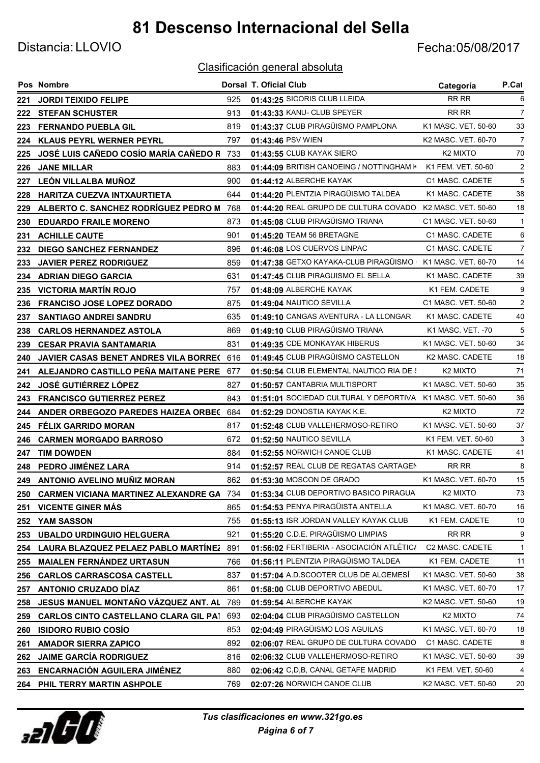# 81 Descenso Internacional del Sella

Distancia: LLOVIO

Fecha:05/08/2017

Clasificación general absoluta

| Pos | Nombre | Dorsal | T. Oficial | Club | Categoría | P.Cat |
|---|---|---|---|---|---|---|
| 221 | JORDI TEIXIDO FELIPE | 925 | 01:43:25 | SICORIS CLUB LLEIDA | RR RR | 6 |
| 222 | STEFAN SCHUSTER | 913 | 01:43:33 | KANU- CLUB SPEYER | RR RR | 7 |
| 223 | FERNANDO PUEBLA GIL | 819 | 01:43:37 | CLUB PIRAGÜISMO PAMPLONA | K1 MASC. VET. 50-60 | 33 |
| 224 | KLAUS PEYRL WERNER PEYRL | 797 | 01:43:46 | PSV WIEN | K2 MASC. VET. 60-70 | 7 |
| 225 | JOSÉ LUIS CAÑEDO COSÍO MARÍA CAÑEDO R | 733 | 01:43:55 | CLUB KAYAK SIERO | K2 MIXTO | 70 |
| 226 | JANE MILLAR | 883 | 01:44:09 | BRITISH CANOEING / NOTTINGHAM K | K1 FEM. VET. 50-60 | 2 |
| 227 | LEÓN VILLALBA MUÑOZ | 900 | 01:44:12 | ALBERCHE KAYAK | C1 MASC. CADETE | 5 |
| 228 | HARITZA CUEZVA INTXAURTIETA | 644 | 01:44:20 | PLENTZIA PIRAGÜISMO TALDEA | K1 MASC. CADETE | 38 |
| 229 | ALBERTO C. SANCHEZ RODRÍGUEZ PEDRO M | 768 | 01:44:20 | REAL GRUPO DE CULTURA COVADO | K2 MASC. VET. 50-60 | 18 |
| 230 | EDUARDO FRAILE MORENO | 873 | 01:45:08 | CLUB PIRAGÜISMO TRIANA | C1 MASC. VET. 50-60 | 1 |
| 231 | ACHILLE CAUTE | 901 | 01:45:20 | TEAM 56 BRETAGNE | C1 MASC. CADETE | 6 |
| 232 | DIEGO SANCHEZ FERNANDEZ | 896 | 01:46:08 | LOS CUERVOS LINPAC | C1 MASC. CADETE | 7 |
| 233 | JAVIER PEREZ RODRIGUEZ | 859 | 01:47:38 | GETXO KAYAKA-CLUB PIRAGÜISMO | K1 MASC. VET. 60-70 | 14 |
| 234 | ADRIAN DIEGO GARCIA | 631 | 01:47:45 | CLUB PIRAGUISMO EL SELLA | K1 MASC. CADETE | 39 |
| 235 | VICTORIA MARTÍN ROJO | 757 | 01:48:09 | ALBERCHE KAYAK | K1 FEM. CADETE | 9 |
| 236 | FRANCISCO JOSE LOPEZ DORADO | 875 | 01:49:04 | NAUTICO SEVILLA | C1 MASC. VET. 50-60 | 2 |
| 237 | SANTIAGO ANDREI SANDRU | 635 | 01:49:10 | CANGAS AVENTURA - LA LLONGAR | K1 MASC. CADETE | 40 |
| 238 | CARLOS HERNANDEZ ASTOLA | 869 | 01:49:10 | CLUB PIRAGÜISMO TRIANA | K1 MASC. VET. -70 | 5 |
| 239 | CESAR PRAVIA SANTAMARIA | 831 | 01:49:35 | CDE MONKAYAK HIBERUS | K1 MASC. VET. 50-60 | 34 |
| 240 | JAVIER CASAS BENET ANDRES VILA BORRE( | 616 | 01:49:45 | CLUB PIRAGÜISMO CASTELLON | K2 MASC. CADETE | 18 |
| 241 | ALEJANDRO CASTILLO PEÑA MAITANE PERE | 677 | 01:50:54 | CLUB ELEMENTAL NAUTICO RIA DE S | K2 MIXTO | 71 |
| 242 | JOSÉ GUTIÉRREZ LÓPEZ | 827 | 01:50:57 | CANTABRIA MULTISPORT | K1 MASC. VET. 50-60 | 35 |
| 243 | FRANCISCO GUTIERREZ PEREZ | 843 | 01:51:01 | SOCIEDAD CULTURAL Y DEPORTIVA | K1 MASC. VET. 50-60 | 36 |
| 244 | ANDER ORBEGOZO PAREDES HAIZEA ORBE( | 684 | 01:52:29 | DONOSTIA KAYAK K.E. | K2 MIXTO | 72 |
| 245 | FÉLIX GARRIDO MORAN | 817 | 01:52:48 | CLUB VALLEHERMOSO-RETIRO | K1 MASC. VET. 50-60 | 37 |
| 246 | CARMEN MORGADO BARROSO | 672 | 01:52:50 | NAUTICO SEVILLA | K1 FEM. VET. 50-60 | 3 |
| 247 | TIM DOWDEN | 884 | 01:52:55 | NORWICH CANOE CLUB | K1 MASC. CADETE | 41 |
| 248 | PEDRO JIMÉNEZ LARA | 914 | 01:52:57 | REAL CLUB DE REGATAS CARTAGEN | RR RR | 8 |
| 249 | ANTONIO AVELINO MUÑIZ MORAN | 862 | 01:53:30 | MOSCON DE GRADO | K1 MASC. VET. 60-70 | 15 |
| 250 | CARMEN VICIANA MARTINEZ ALEXANDRE GA | 734 | 01:53:34 | CLUB DEPORTIVO BASICO PIRAGUA | K2 MIXTO | 73 |
| 251 | VICENTE GINER MÁS | 865 | 01:54:53 | PENYA PIRAGÜISTA ANTELLA | K1 MASC. VET. 60-70 | 16 |
| 252 | YAM SASSON | 755 | 01:55:13 | ISR JORDAN VALLEY KAYAK CLUB | K1 FEM. CADETE | 10 |
| 253 | UBALDO URDINGUIO HELGUERA | 921 | 01:55:20 | C.D.E. PIRAGÜISMO LIMPIAS | RR RR | 9 |
| 254 | LAURA BLAZQUEZ PELAEZ PABLO MARTÍNEZ | 891 | 01:56:02 | FERTIBERIA - ASOCIACIÓN ATLÉTICA | C2 MASC. CADETE | 1 |
| 255 | MAIALEN FERNÁNDEZ URTASUN | 766 | 01:56:11 | PLENTZIA PIRAGÜISMO TALDEA | K1 FEM. CADETE | 11 |
| 256 | CARLOS CARRASCOSA CASTELL | 837 | 01:57:04 | A.D.SCOOTER CLUB DE ALGEMESÍ | K1 MASC. VET. 50-60 | 38 |
| 257 | ANTONIO CRUZADO DÍAZ | 861 | 01:58:00 | CLUB DEPORTIVO ABEDUL | K1 MASC. VET. 60-70 | 17 |
| 258 | JESUS MANUEL MONTAÑO VÁZQUEZ ANT. AL | 789 | 01:59:54 | ALBERCHE KAYAK | K2 MASC. VET. 50-60 | 19 |
| 259 | CARLOS CINTO CASTELLANO CLARA GIL PAT | 693 | 02:04:04 | CLUB PIRAGÜISMO CASTELLON | K2 MIXTO | 74 |
| 260 | ISIDORO RUBIO COSÍO | 853 | 02:04:49 | PIRAGÜISMO LOS AGUILAS | K1 MASC. VET. 60-70 | 18 |
| 261 | AMADOR SIERRA ZAPICO | 892 | 02:06:07 | REAL GRUPO DE CULTURA COVADO | C1 MASC. CADETE | 8 |
| 262 | JAIME GARCÍA RODRIGUEZ | 816 | 02:06:32 | CLUB VALLEHERMOSO-RETIRO | K1 MASC. VET. 50-60 | 39 |
| 263 | ENCARNACIÓN AGUILERA JIMÉNEZ | 880 | 02:06:42 | C,D,B, CANAL GETAFE MADRID | K1 FEM. VET. 50-60 | 4 |
| 264 | PHIL TERRY MARTIN ASHPOLE | 769 | 02:07:26 | NORWICH CANOE CLUB | K2 MASC. VET. 50-60 | 20 |

*Tus clasificaciones en www.321go.es*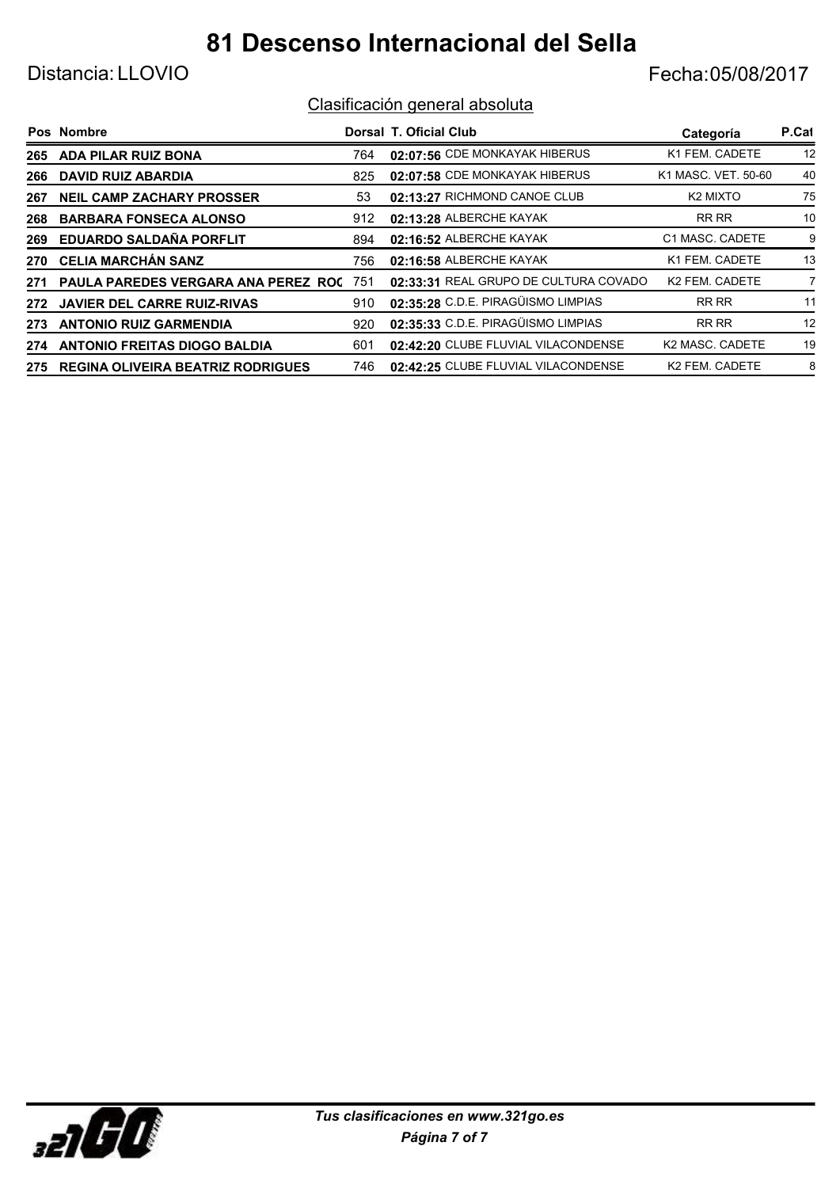# 81 Descenso Internacional del Sella

Distancia: LLOVIO

Fecha:05/08/2017

Clasificación general absoluta

| Pos | Nombre | Dorsal | T. Oficial | Club | Categoría | P.Cat |
|---|---|---|---|---|---|---|
| 265 | ADA PILAR RUIZ BONA | 764 | 02:07:56 | CDE MONKAYAK HIBERUS | K1 FEM. CADETE | 12 |
| 266 | DAVID RUIZ ABARDIA | 825 | 02:07:58 | CDE MONKAYAK HIBERUS | K1 MASC. VET. 50-60 | 40 |
| 267 | NEIL CAMP ZACHARY PROSSER | 53 | 02:13:27 | RICHMOND CANOE CLUB | K2 MIXTO | 75 |
| 268 | BARBARA FONSECA ALONSO | 912 | 02:13:28 | ALBERCHE KAYAK | RR RR | 10 |
| 269 | EDUARDO SALDAÑA PORFLIT | 894 | 02:16:52 | ALBERCHE KAYAK | C1 MASC. CADETE | 9 |
| 270 | CELIA MARCHÁN SANZ | 756 | 02:16:58 | ALBERCHE KAYAK | K1 FEM. CADETE | 13 |
| 271 | PAULA PAREDES VERGARA ANA PEREZ ROC | 751 | 02:33:31 | REAL GRUPO DE CULTURA COVADO | K2 FEM. CADETE | 7 |
| 272 | JAVIER DEL CARRE RUIZ-RIVAS | 910 | 02:35:28 | C.D.E. PIRAGÜISMO LIMPIAS | RR RR | 11 |
| 273 | ANTONIO RUIZ GARMENDIA | 920 | 02:35:33 | C.D.E. PIRAGÜISMO LIMPIAS | RR RR | 12 |
| 274 | ANTONIO FREITAS DIOGO BALDIA | 601 | 02:42:20 | CLUBE FLUVIAL VILACONDENSE | K2 MASC. CADETE | 19 |
| 275 | REGINA OLIVEIRA BEATRIZ RODRIGUES | 746 | 02:42:25 | CLUBE FLUVIAL VILACONDENSE | K2 FEM. CADETE | 8 |

*Tus clasificaciones en www.321go.es*